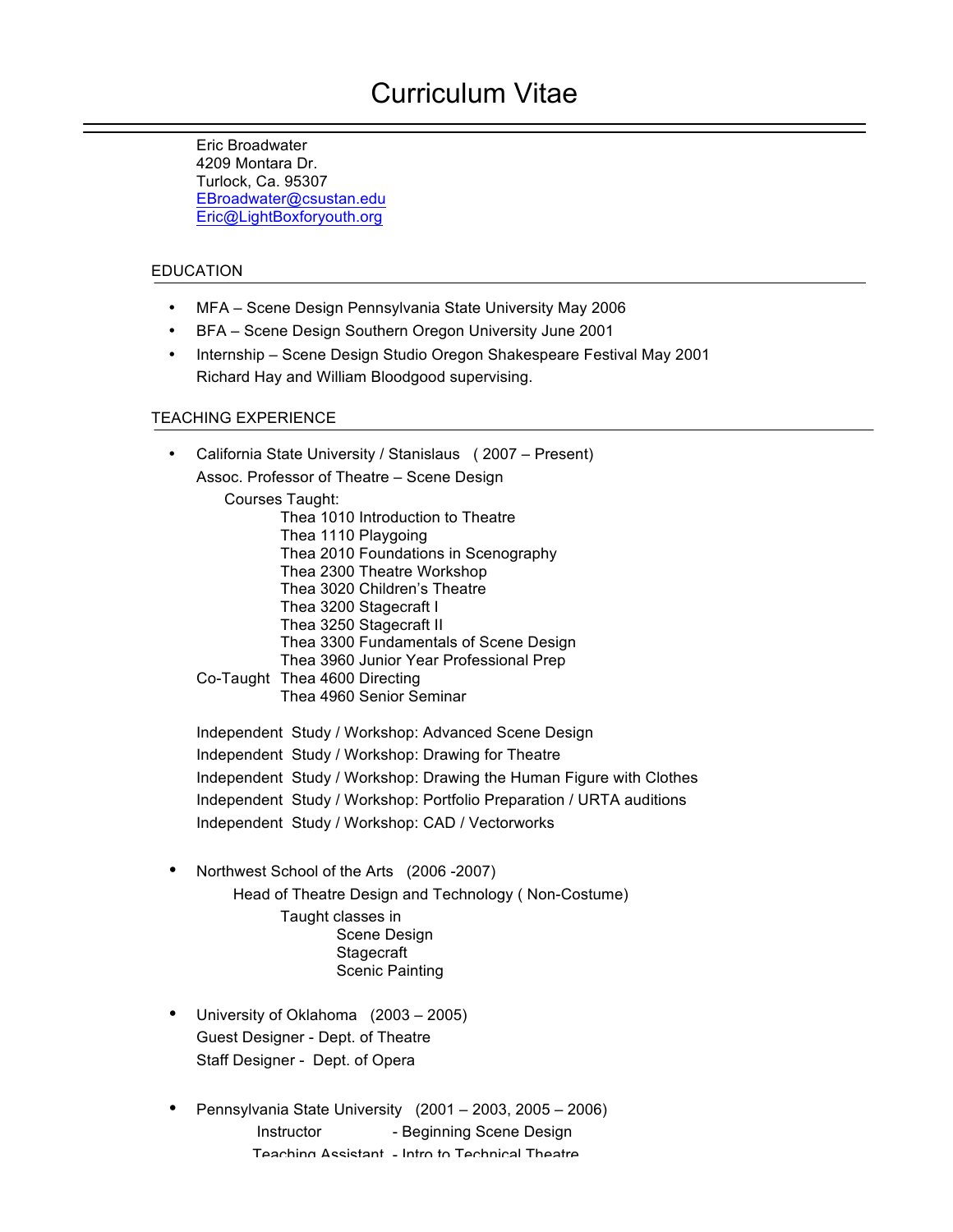# Curriculum Vitae

Eric Broadwater
4209 Montara Dr.
Turlock, Ca. 95307
EBroadwater@csustan.edu
Eric@LightBoxforyouth.org

## EDUCATION

- MFA – Scene Design Pennsylvania State University May 2006
- BFA – Scene Design Southern Oregon University June 2001
- Internship – Scene Design Studio Oregon Shakespeare Festival May 2001
  Richard Hay and William Bloodgood supervising.

## TEACHING EXPERIENCE

- California State University / Stanislaus ( 2007 – Present)
  Assoc. Professor of Theatre – Scene Design
  - Courses Taught:
    - Thea 1010 Introduction to Theatre
    - Thea 1110 Playgoing
    - Thea 2010 Foundations in Scenography
    - Thea 2300 Theatre Workshop
    - Thea 3020 Children's Theatre
    - Thea 3200 Stagecraft I
    - Thea 3250 Stagecraft II
    - Thea 3300 Fundamentals of Scene Design
    - Thea 3960 Junior Year Professional Prep
  - Co-Taught
    - Thea 4600 Directing
    - Thea 4960 Senior Seminar

  Independent Study / Workshop: Advanced Scene Design
  Independent Study / Workshop: Drawing for Theatre
  Independent Study / Workshop: Drawing the Human Figure with Clothes
  Independent Study / Workshop: Portfolio Preparation / URTA auditions
  Independent Study / Workshop: CAD / Vectorworks

- Northwest School of the Arts (2006 -2007)
  Head of Theatre Design and Technology ( Non-Costume)
  - Taught classes in
    - Scene Design
    - Stagecraft
    - Scenic Painting

- University of Oklahoma (2003 – 2005)
  Guest Designer - Dept. of Theatre
  Staff Designer - Dept. of Opera

- Pennsylvania State University (2001 – 2003, 2005 – 2006)
  - Instructor - Beginning Scene Design
  - Teaching Assistant - Intro to Technical Theatre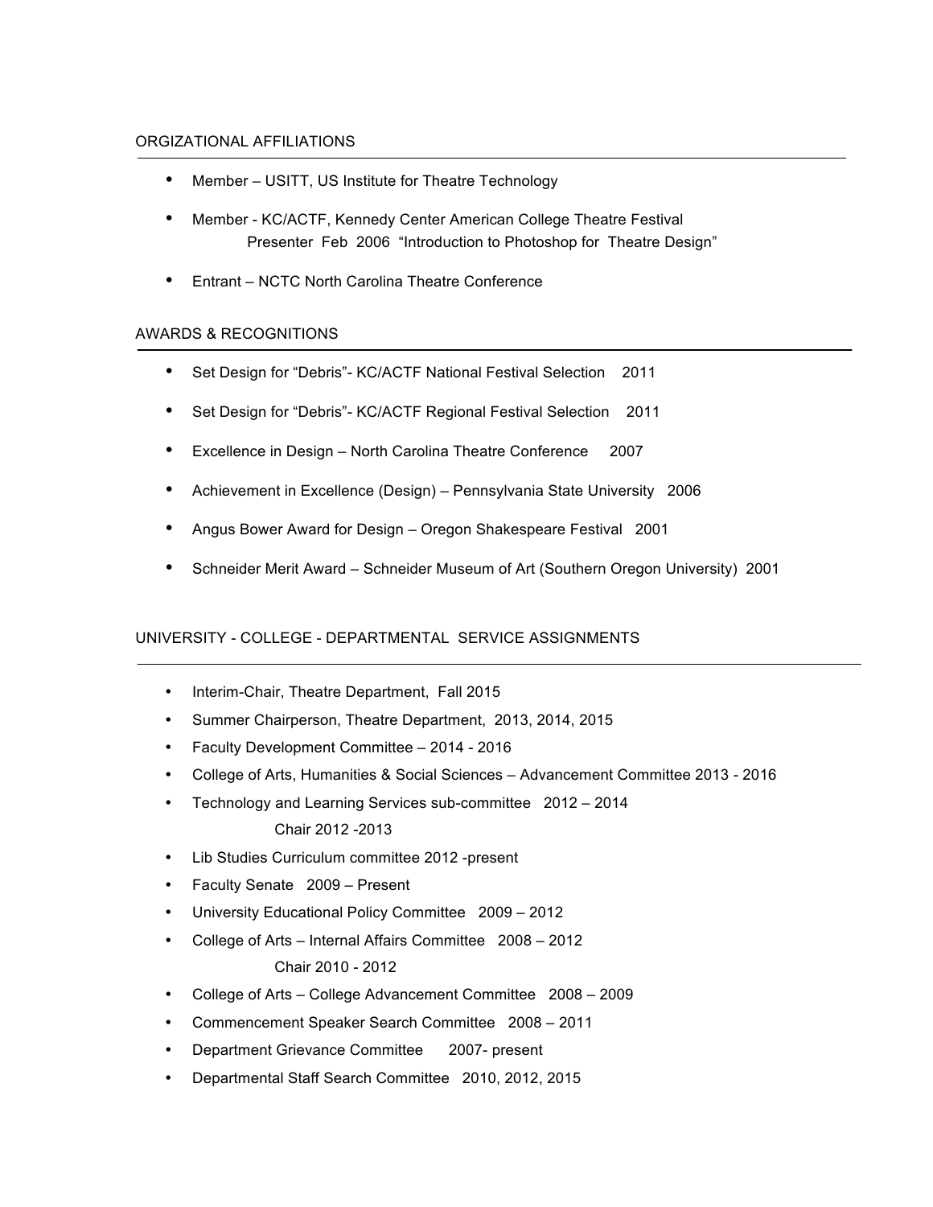## ORGIZATIONAL AFFILIATIONS

- Member – USITT, US Institute for Theatre Technology
- Member - KC/ACTF, Kennedy Center American College Theatre Festival
  Presenter Feb 2006 "Introduction to Photoshop for Theatre Design"
- Entrant – NCTC North Carolina Theatre Conference

## AWARDS & RECOGNITIONS

- Set Design for "Debris"- KC/ACTF National Festival Selection 2011
- Set Design for "Debris"- KC/ACTF Regional Festival Selection 2011
- Excellence in Design – North Carolina Theatre Conference 2007
- Achievement in Excellence (Design) – Pennsylvania State University 2006
- Angus Bower Award for Design – Oregon Shakespeare Festival 2001
- Schneider Merit Award – Schneider Museum of Art (Southern Oregon University) 2001

## UNIVERSITY - COLLEGE - DEPARTMENTAL SERVICE ASSIGNMENTS

- Interim-Chair, Theatre Department, Fall 2015
- Summer Chairperson, Theatre Department, 2013, 2014, 2015
- Faculty Development Committee – 2014 - 2016
- College of Arts, Humanities & Social Sciences – Advancement Committee 2013 - 2016
- Technology and Learning Services sub-committee 2012 – 2014
  Chair 2012 -2013
- Lib Studies Curriculum committee 2012 -present
- Faculty Senate 2009 – Present
- University Educational Policy Committee 2009 – 2012
- College of Arts – Internal Affairs Committee 2008 – 2012
  Chair 2010 - 2012
- College of Arts – College Advancement Committee 2008 – 2009
- Commencement Speaker Search Committee 2008 – 2011
- Department Grievance Committee 2007- present
- Departmental Staff Search Committee 2010, 2012, 2015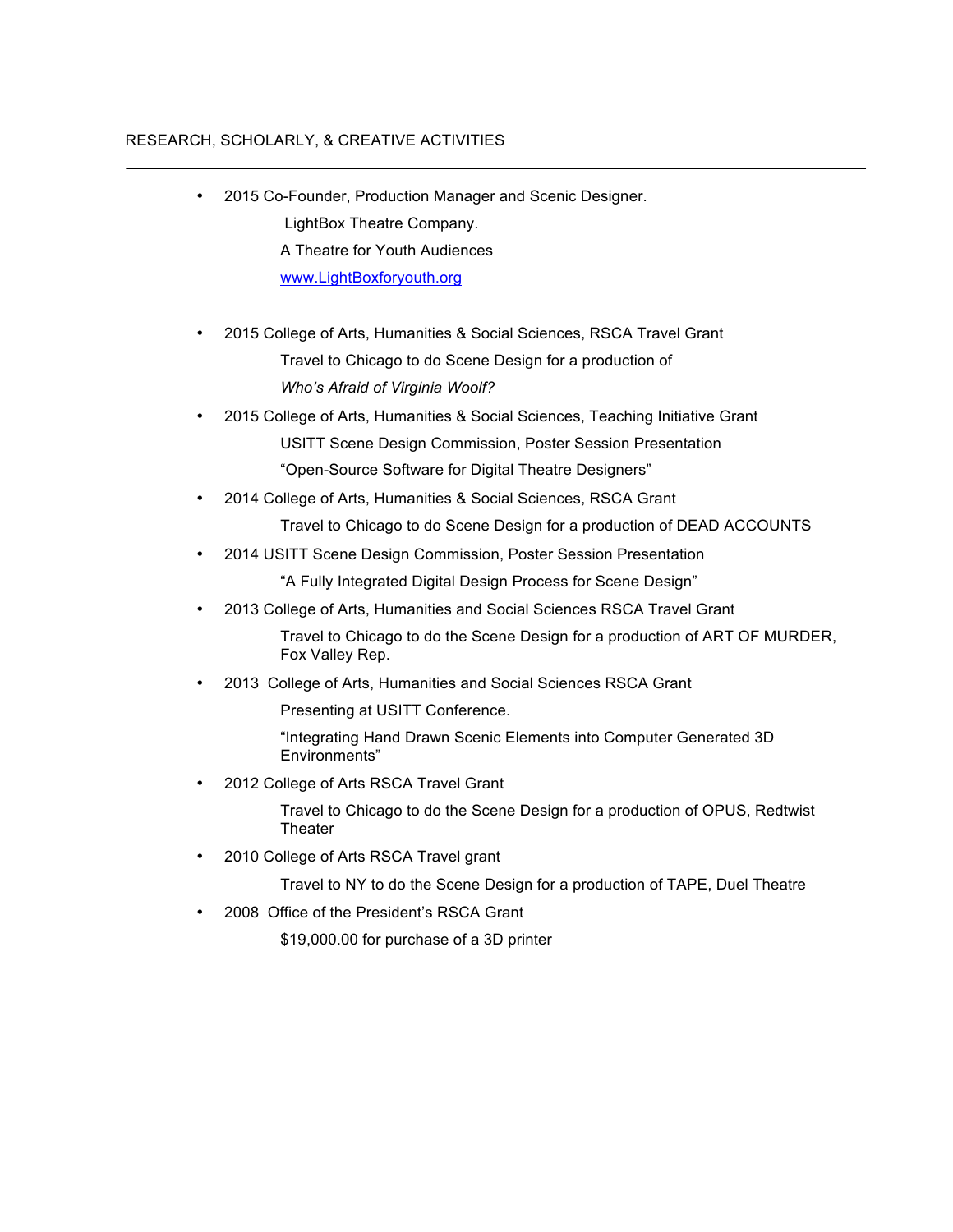RESEARCH, SCHOLARLY, & CREATIVE ACTIVITIES

---

- 2015 Co-Founder, Production Manager and Scenic Designer.

  LightBox Theatre Company.

  A Theatre for Youth Audiences

  [www.LightBoxforyouth.org](http://www.LightBoxforyouth.org)

- 2015 College of Arts, Humanities & Social Sciences, RSCA Travel Grant

  Travel to Chicago to do Scene Design for a production of *Who's Afraid of Virginia Woolf?*

- 2015 College of Arts, Humanities & Social Sciences, Teaching Initiative Grant

  USITT Scene Design Commission, Poster Session Presentation

  "Open-Source Software for Digital Theatre Designers"

- 2014 College of Arts, Humanities & Social Sciences, RSCA Grant

  Travel to Chicago to do Scene Design for a production of DEAD ACCOUNTS

- 2014 USITT Scene Design Commission, Poster Session Presentation

  "A Fully Integrated Digital Design Process for Scene Design"

- 2013 College of Arts, Humanities and Social Sciences RSCA Travel Grant

  Travel to Chicago to do the Scene Design for a production of ART OF MURDER, Fox Valley Rep.

- 2013 College of Arts, Humanities and Social Sciences RSCA Grant

  Presenting at USITT Conference.

  "Integrating Hand Drawn Scenic Elements into Computer Generated 3D Environments"

- 2012 College of Arts RSCA Travel Grant

  Travel to Chicago to do the Scene Design for a production of OPUS, Redtwist Theater

- 2010 College of Arts RSCA Travel grant

  Travel to NY to do the Scene Design for a production of TAPE, Duel Theatre

- 2008 Office of the President's RSCA Grant

  $19,000.00 for purchase of a 3D printer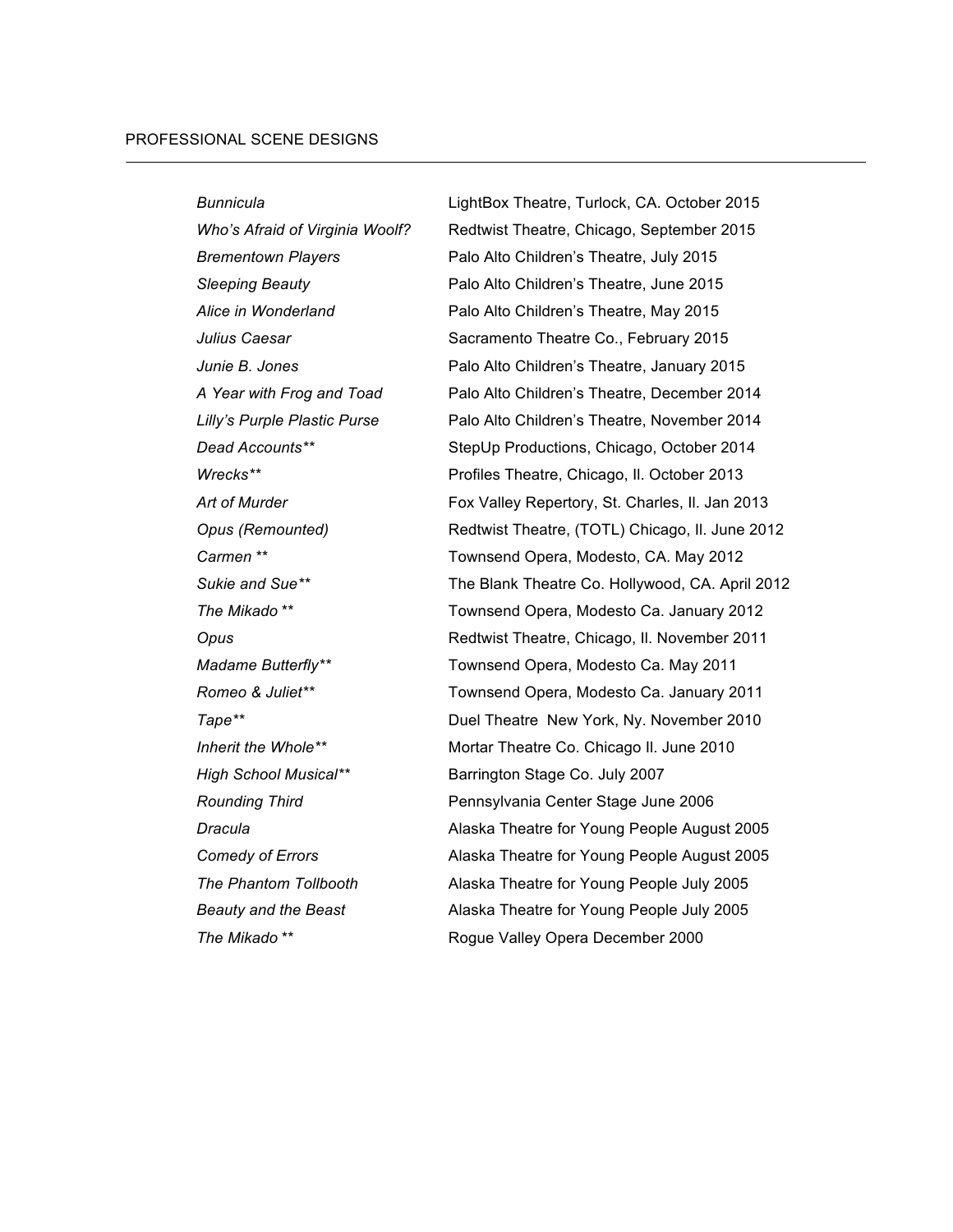## PROFESSIONAL SCENE DESIGNS

| | |
|---|---|
| *Bunnicula* | LightBox Theatre, Turlock, CA. October 2015 |
| *Who's Afraid of Virginia Woolf?* | Redtwist Theatre, Chicago, September 2015 |
| *Brementown Players* | Palo Alto Children's Theatre, July 2015 |
| *Sleeping Beauty* | Palo Alto Children's Theatre, June 2015 |
| *Alice in Wonderland* | Palo Alto Children's Theatre, May 2015 |
| *Julius Caesar* | Sacramento Theatre Co., February 2015 |
| *Junie B. Jones* | Palo Alto Children's Theatre, January 2015 |
| *A Year with Frog and Toad* | Palo Alto Children's Theatre, December 2014 |
| *Lilly's Purple Plastic Purse* | Palo Alto Children's Theatre, November 2014 |
| *Dead Accounts*** | StepUp Productions, Chicago, October 2014 |
| *Wrecks*** | Profiles Theatre, Chicago, Il. October 2013 |
| *Art of Murder* | Fox Valley Repertory, St. Charles, Il. Jan 2013 |
| *Opus (Remounted)* | Redtwist Theatre, (TOTL) Chicago, Il. June 2012 |
| *Carmen* ** | Townsend Opera, Modesto, CA. May 2012 |
| *Sukie and Sue*** | The Blank Theatre Co. Hollywood, CA. April 2012 |
| *The Mikado* ** | Townsend Opera, Modesto Ca. January 2012 |
| *Opus* | Redtwist Theatre, Chicago, Il. November 2011 |
| *Madame Butterfly*** | Townsend Opera, Modesto Ca. May 2011 |
| *Romeo & Juliet*** | Townsend Opera, Modesto Ca. January 2011 |
| *Tape*** | Duel Theatre New York, Ny. November 2010 |
| *Inherit the Whole*** | Mortar Theatre Co. Chicago Il. June 2010 |
| *High School Musical*** | Barrington Stage Co. July 2007 |
| *Rounding Third* | Pennsylvania Center Stage June 2006 |
| *Dracula* | Alaska Theatre for Young People August 2005 |
| *Comedy of Errors* | Alaska Theatre for Young People August 2005 |
| *The Phantom Tollbooth* | Alaska Theatre for Young People July 2005 |
| *Beauty and the Beast* | Alaska Theatre for Young People July 2005 |
| *The Mikado* ** | Rogue Valley Opera December 2000 |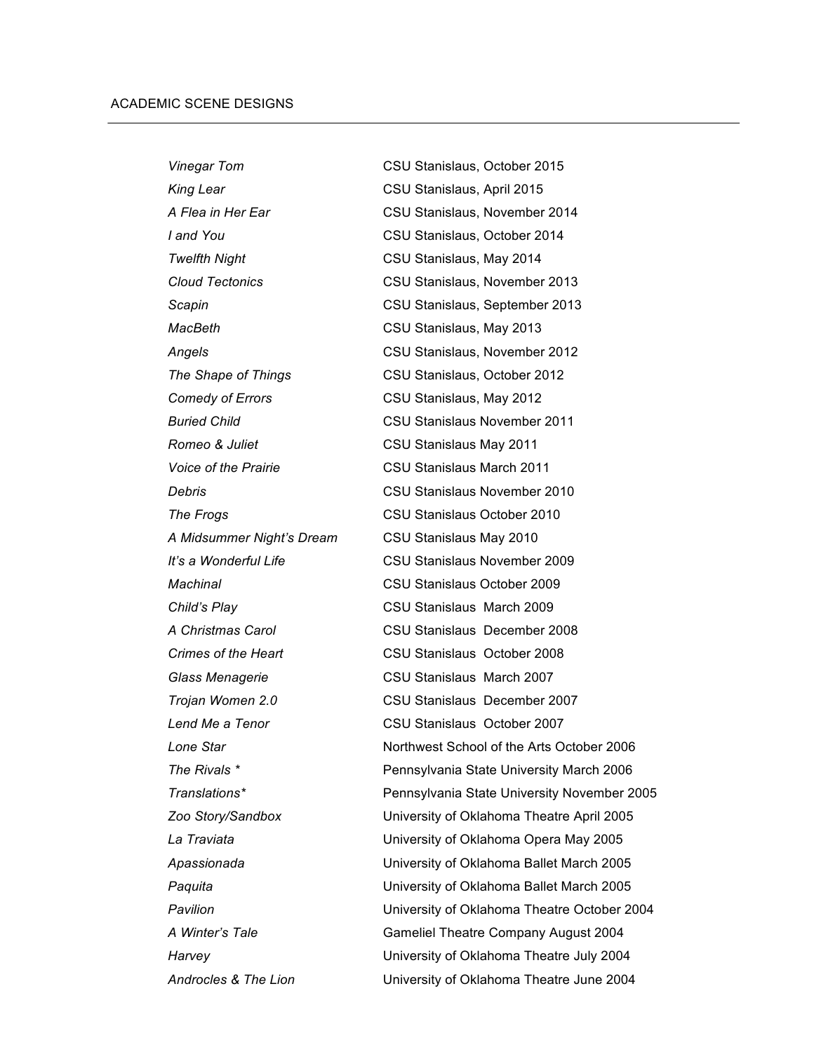## ACADEMIC SCENE DESIGNS

| | |
|---|---|
| *Vinegar Tom* | CSU Stanislaus, October 2015 |
| *King Lear* | CSU Stanislaus, April 2015 |
| *A Flea in Her Ear* | CSU Stanislaus, November 2014 |
| *I and You* | CSU Stanislaus, October 2014 |
| *Twelfth Night* | CSU Stanislaus, May 2014 |
| *Cloud Tectonics* | CSU Stanislaus, November 2013 |
| *Scapin* | CSU Stanislaus, September 2013 |
| *MacBeth* | CSU Stanislaus, May 2013 |
| *Angels* | CSU Stanislaus, November 2012 |
| *The Shape of Things* | CSU Stanislaus, October 2012 |
| *Comedy of Errors* | CSU Stanislaus, May 2012 |
| *Buried Child* | CSU Stanislaus November 2011 |
| *Romeo & Juliet* | CSU Stanislaus May 2011 |
| *Voice of the Prairie* | CSU Stanislaus March 2011 |
| *Debris* | CSU Stanislaus November 2010 |
| *The Frogs* | CSU Stanislaus October 2010 |
| *A Midsummer Night's Dream* | CSU Stanislaus May 2010 |
| *It's a Wonderful Life* | CSU Stanislaus November 2009 |
| *Machinal* | CSU Stanislaus October 2009 |
| *Child's Play* | CSU Stanislaus March 2009 |
| *A Christmas Carol* | CSU Stanislaus December 2008 |
| *Crimes of the Heart* | CSU Stanislaus October 2008 |
| *Glass Menagerie* | CSU Stanislaus March 2007 |
| *Trojan Women 2.0* | CSU Stanislaus December 2007 |
| *Lend Me a Tenor* | CSU Stanislaus October 2007 |
| *Lone Star* | Northwest School of the Arts October 2006 |
| *The Rivals* * | Pennsylvania State University March 2006 |
| *Translations** | Pennsylvania State University November 2005 |
| *Zoo Story/Sandbox* | University of Oklahoma Theatre April 2005 |
| *La Traviata* | University of Oklahoma Opera May 2005 |
| *Apassionada* | University of Oklahoma Ballet March 2005 |
| *Paquita* | University of Oklahoma Ballet March 2005 |
| *Pavilion* | University of Oklahoma Theatre October 2004 |
| *A Winter's Tale* | Gameliel Theatre Company August 2004 |
| *Harvey* | University of Oklahoma Theatre July 2004 |
| *Androcles & The Lion* | University of Oklahoma Theatre June 2004 |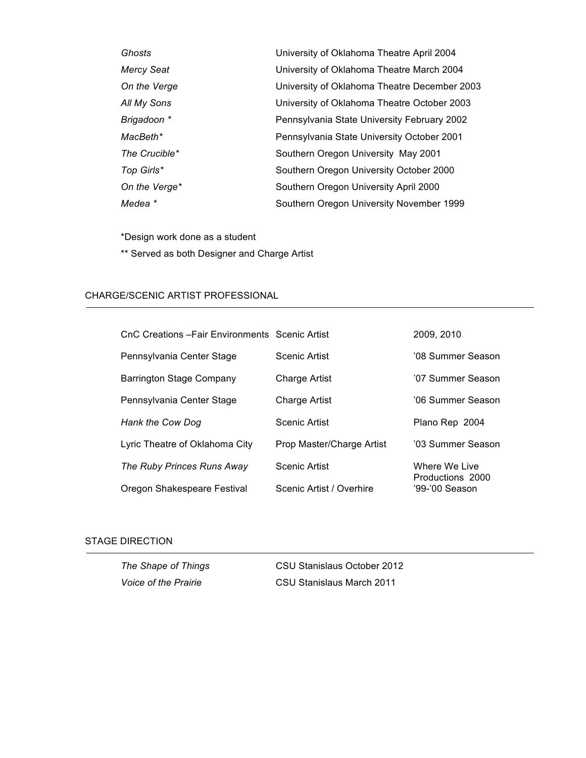| | |
|---|---|
| *Ghosts* | University of Oklahoma Theatre April 2004 |
| *Mercy Seat* | University of Oklahoma Theatre March 2004 |
| *On the Verge* | University of Oklahoma Theatre December 2003 |
| *All My Sons* | University of Oklahoma Theatre October 2003 |
| *Brigadoon* * | Pennsylvania State University February 2002 |
| *MacBeth** | Pennsylvania State University October 2001 |
| *The Crucible** | Southern Oregon University May 2001 |
| *Top Girls** | Southern Oregon University October 2000 |
| *On the Verge** | Southern Oregon University April 2000 |
| *Medea* * | Southern Oregon University November 1999 |

*Design work done as a student

** Served as both Designer and Charge Artist

## CHARGE/SCENIC ARTIST PROFESSIONAL

| | | |
|---|---|---|
| CnC Creations –Fair Environments | Scenic Artist | 2009, 2010 |
| Pennsylvania Center Stage | Scenic Artist | '08 Summer Season |
| Barrington Stage Company | Charge Artist | '07 Summer Season |
| Pennsylvania Center Stage | Charge Artist | '06 Summer Season |
| *Hank the Cow Dog* | Scenic Artist | Plano Rep 2004 |
| Lyric Theatre of Oklahoma City | Prop Master/Charge Artist | '03 Summer Season |
| *The Ruby Princes Runs Away* | Scenic Artist | Where We Live Productions 2000 |
| Oregon Shakespeare Festival | Scenic Artist / Overhire | '99-'00 Season |

## STAGE DIRECTION

| | |
|---|---|
| *The Shape of Things* | CSU Stanislaus October 2012 |
| *Voice of the Prairie* | CSU Stanislaus March 2011 |